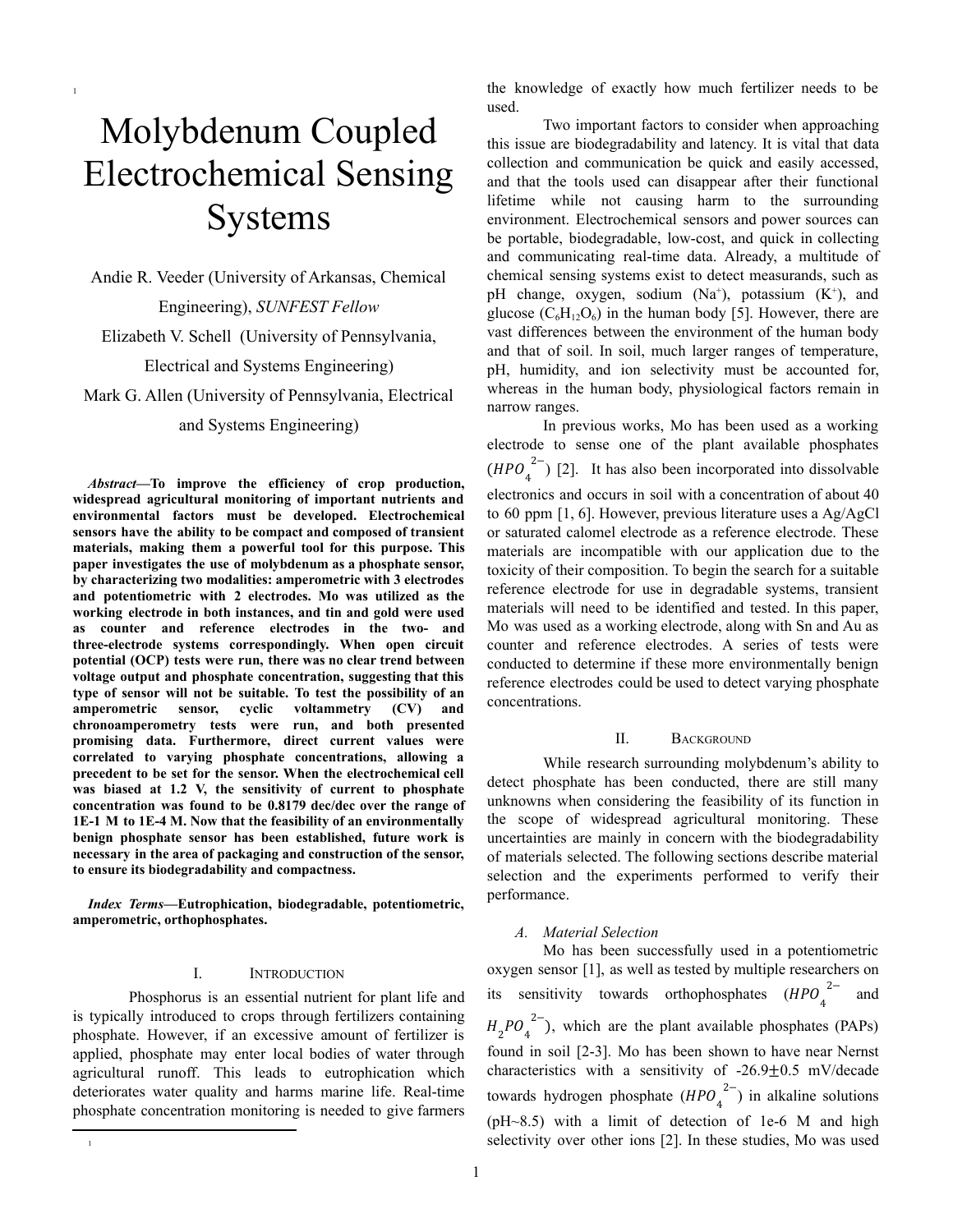# Molybdenum Coupled Electrochemical Sensing Systems

Andie R. Veeder (University of Arkansas, Chemical Engineering), *SUNFEST Fellow*

Elizabeth V. Schell (University of Pennsylvania, Electrical and Systems Engineering)

Mark G. Allen (University of Pennsylvania, Electrical and Systems Engineering)

***Abstract*—To improve the efficiency of crop production, widespread agricultural monitoring of important nutrients and environmental factors must be developed. Electrochemical sensors have the ability to be compact and composed of transient materials, making them a powerful tool for this purpose. This paper investigates the use of molybdenum as a phosphate sensor, by characterizing two modalities: amperometric with 3 electrodes and potentiometric with 2 electrodes. Mo was utilized as the working electrode in both instances, and tin and gold were used as counter and reference electrodes in the two- and three-electrode systems correspondingly. When open circuit potential (OCP) tests were run, there was no clear trend between voltage output and phosphate concentration, suggesting that this type of sensor will not be suitable. To test the possibility of an amperometric sensor, cyclic voltammetry (CV) and chronoamperometry tests were run, and both presented promising data. Furthermore, direct current values were correlated to varying phosphate concentrations, allowing a precedent to be set for the sensor. When the electrochemical cell was biased at 1.2 V, the sensitivity of current to phosphate concentration was found to be 0.8179 dec/dec over the range of 1E-1 M to 1E-4 M. Now that the feasibility of an environmentally benign phosphate sensor has been established, future work is necessary in the area of packaging and construction of the sensor, to ensure its biodegradability and compactness.**

***Index Terms*—Eutrophication, biodegradable, potentiometric, amperometric, orthophosphates.**

## I. Introduction

Phosphorus is an essential nutrient for plant life and is typically introduced to crops through fertilizers containing phosphate. However, if an excessive amount of fertilizer is applied, phosphate may enter local bodies of water through agricultural runoff. This leads to eutrophication which deteriorates water quality and harms marine life. Real-time phosphate concentration monitoring is needed to give farmers the knowledge of exactly how much fertilizer needs to be used.

Two important factors to consider when approaching this issue are biodegradability and latency. It is vital that data collection and communication be quick and easily accessed, and that the tools used can disappear after their functional lifetime while not causing harm to the surrounding environment. Electrochemical sensors and power sources can be portable, biodegradable, low-cost, and quick in collecting and communicating real-time data. Already, a multitude of chemical sensing systems exist to detect measurands, such as pH change, oxygen, sodium ($Na^+$), potassium ($K^+$), and glucose ($C_6H_{12}O_6$) in the human body [5]. However, there are vast differences between the environment of the human body and that of soil. In soil, much larger ranges of temperature, pH, humidity, and ion selectivity must be accounted for, whereas in the human body, physiological factors remain in narrow ranges.

In previous works, Mo has been used as a working electrode to sense one of the plant available phosphates ($HPO_4^{2-}$) [2]. It has also been incorporated into dissolvable electronics and occurs in soil with a concentration of about 40 to 60 ppm [1, 6]. However, previous literature uses a Ag/AgCl or saturated calomel electrode as a reference electrode. These materials are incompatible with our application due to the toxicity of their composition. To begin the search for a suitable reference electrode for use in degradable systems, transient materials will need to be identified and tested. In this paper, Mo was used as a working electrode, along with Sn and Au as counter and reference electrodes. A series of tests were conducted to determine if these more environmentally benign reference electrodes could be used to detect varying phosphate concentrations.

## II. Background

While research surrounding molybdenum's ability to detect phosphate has been conducted, there are still many unknowns when considering the feasibility of its function in the scope of widespread agricultural monitoring. These uncertainties are mainly in concern with the biodegradability of materials selected. The following sections describe material selection and the experiments performed to verify their performance.

### *A. Material Selection*

Mo has been successfully used in a potentiometric oxygen sensor [1], as well as tested by multiple researchers on its sensitivity towards orthophosphates ($HPO_4^{2-}$ and $H_2PO_4^{2-}$), which are the plant available phosphates (PAPs) found in soil [2-3]. Mo has been shown to have near Nernst characteristics with a sensitivity of -26.9±0.5 mV/decade towards hydrogen phosphate ($HPO_4^{2-}$) in alkaline solutions (pH~8.5) with a limit of detection of 1e-6 M and high selectivity over other ions [2]. In these studies, Mo was used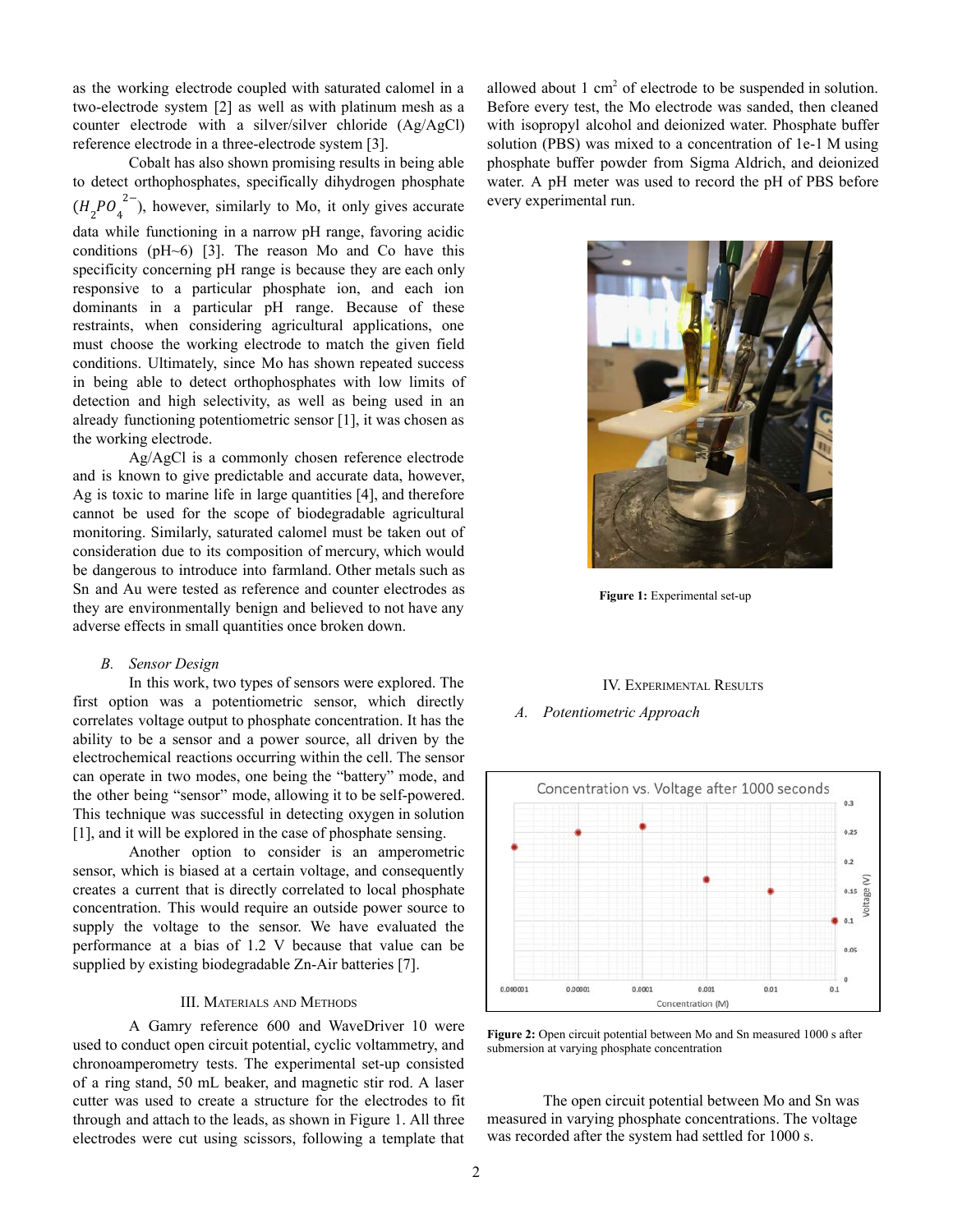as the working electrode coupled with saturated calomel in a two-electrode system [2] as well as with platinum mesh as a counter electrode with a silver/silver chloride (Ag/AgCl) reference electrode in a three-electrode system [3].

Cobalt has also shown promising results in being able to detect orthophosphates, specifically dihydrogen phosphate ($H_2PO_4^{2-}$), however, similarly to Mo, it only gives accurate data while functioning in a narrow pH range, favoring acidic conditions (pH~6) [3]. The reason Mo and Co have this specificity concerning pH range is because they are each only responsive to a particular phosphate ion, and each ion dominants in a particular pH range. Because of these restraints, when considering agricultural applications, one must choose the working electrode to match the given field conditions. Ultimately, since Mo has shown repeated success in being able to detect orthophosphates with low limits of detection and high selectivity, as well as being used in an already functioning potentiometric sensor [1], it was chosen as the working electrode.

Ag/AgCl is a commonly chosen reference electrode and is known to give predictable and accurate data, however, Ag is toxic to marine life in large quantities [4], and therefore cannot be used for the scope of biodegradable agricultural monitoring. Similarly, saturated calomel must be taken out of consideration due to its composition of mercury, which would be dangerous to introduce into farmland. Other metals such as Sn and Au were tested as reference and counter electrodes as they are environmentally benign and believed to not have any adverse effects in small quantities once broken down.

### *B. Sensor Design*

In this work, two types of sensors were explored. The first option was a potentiometric sensor, which directly correlates voltage output to phosphate concentration. It has the ability to be a sensor and a power source, all driven by the electrochemical reactions occurring within the cell. The sensor can operate in two modes, one being the "battery" mode, and the other being "sensor" mode, allowing it to be self-powered. This technique was successful in detecting oxygen in solution [1], and it will be explored in the case of phosphate sensing.

Another option to consider is an amperometric sensor, which is biased at a certain voltage, and consequently creates a current that is directly correlated to local phosphate concentration. This would require an outside power source to supply the voltage to the sensor. We have evaluated the performance at a bias of 1.2 V because that value can be supplied by existing biodegradable Zn-Air batteries [7].

## III. Materials and Methods

A Gamry reference 600 and WaveDriver 10 were used to conduct open circuit potential, cyclic voltammetry, and chronoamperometry tests. The experimental set-up consisted of a ring stand, 50 mL beaker, and magnetic stir rod. A laser cutter was used to create a structure for the electrodes to fit through and attach to the leads, as shown in Figure 1. All three electrodes were cut using scissors, following a template that allowed about 1 cm$^2$ of electrode to be suspended in solution. Before every test, the Mo electrode was sanded, then cleaned with isopropyl alcohol and deionized water. Phosphate buffer solution (PBS) was mixed to a concentration of 1e-1 M using phosphate buffer powder from Sigma Aldrich, and deionized water. A pH meter was used to record the pH of PBS before every experimental run.

**Figure 1:** Experimental set-up

## IV. Experimental Results

### *A. Potentiometric Approach*

**Figure 2:** Open circuit potential between Mo and Sn measured 1000 s after submersion at varying phosphate concentration

The open circuit potential between Mo and Sn was measured in varying phosphate concentrations. The voltage was recorded after the system had settled for 1000 s.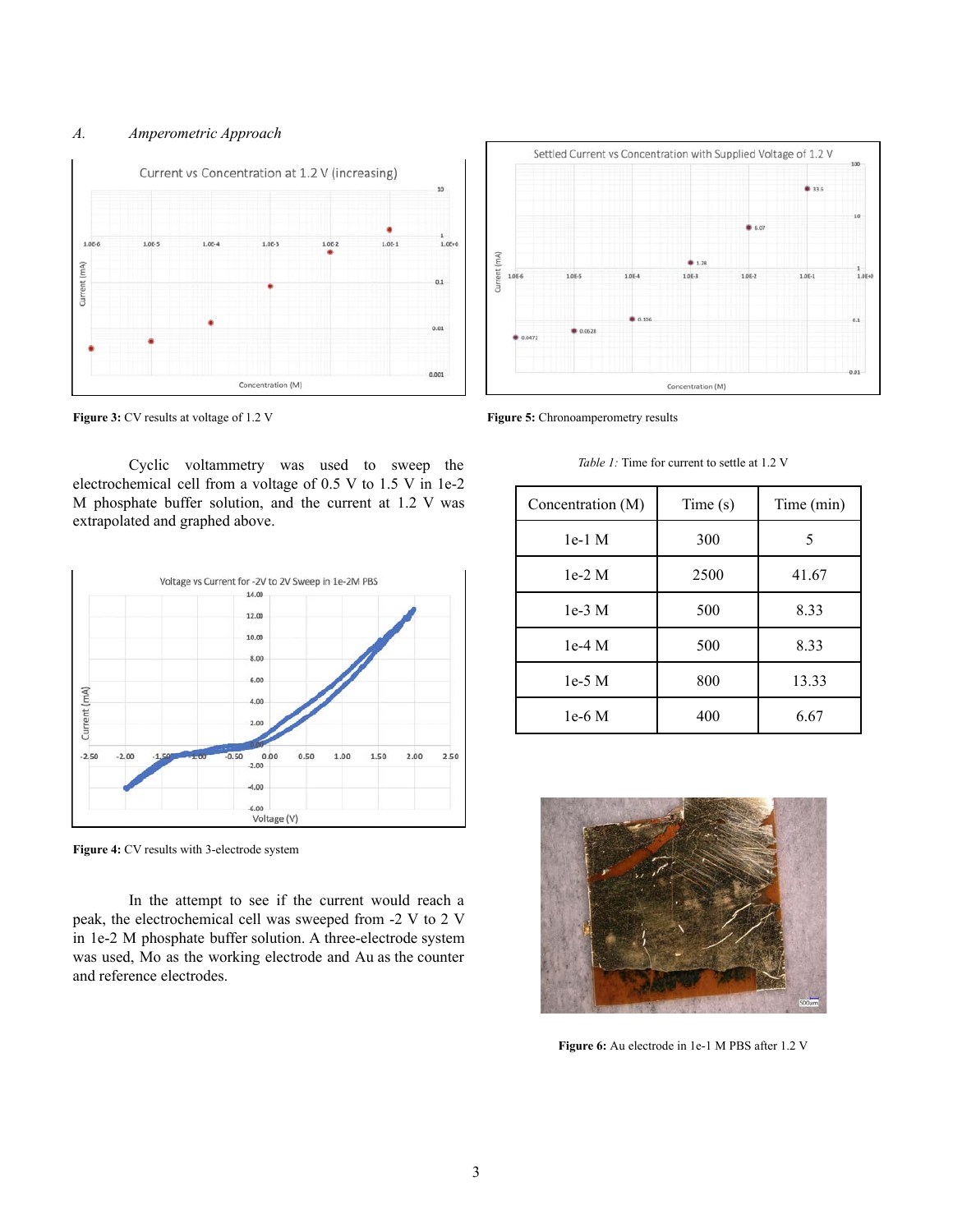### A. *Amperometric Approach*

**Figure 3:** CV results at voltage of 1.2 V

Cyclic voltammetry was used to sweep the electrochemical cell from a voltage of 0.5 V to 1.5 V in 1e-2 M phosphate buffer solution, and the current at 1.2 V was extrapolated and graphed above.

**Figure 4:** CV results with 3-electrode system

In the attempt to see if the current would reach a peak, the electrochemical cell was sweeped from -2 V to 2 V in 1e-2 M phosphate buffer solution. A three-electrode system was used, Mo as the working electrode and Au as the counter and reference electrodes.

**Figure 5:** Chronoamperometry results

*Table 1:* Time for current to settle at 1.2 V

| Concentration (M) | Time (s) | Time (min) |
|---|---|---|
| 1e-1 M | 300 | 5 |
| 1e-2 M | 2500 | 41.67 |
| 1e-3 M | 500 | 8.33 |
| 1e-4 M | 500 | 8.33 |
| 1e-5 M | 800 | 13.33 |
| 1e-6 M | 400 | 6.67 |

**Figure 6:** Au electrode in 1e-1 M PBS after 1.2 V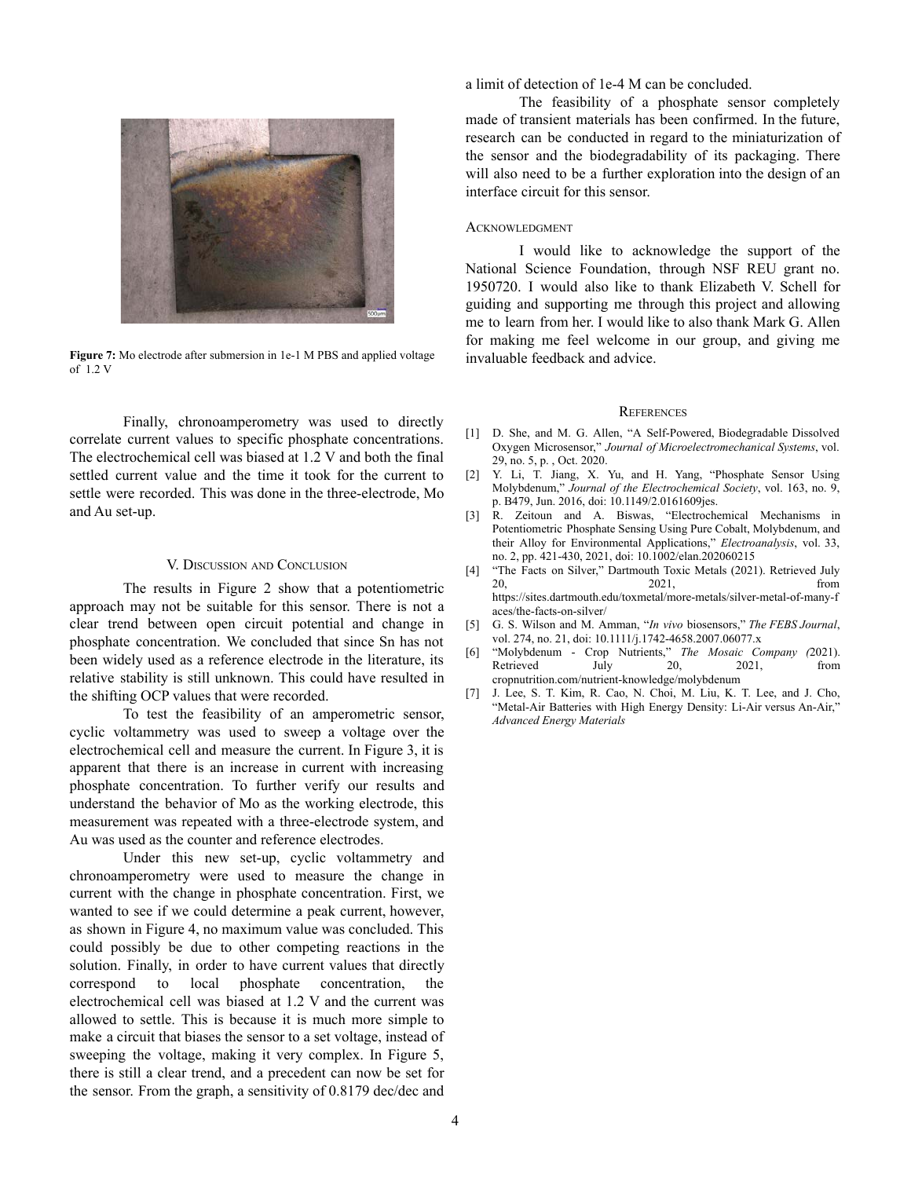Figure 7: Mo electrode after submersion in 1e-1 M PBS and applied voltage of 1.2 V

Finally, chronoamperometry was used to directly correlate current values to specific phosphate concentrations. The electrochemical cell was biased at 1.2 V and both the final settled current value and the time it took for the current to settle were recorded. This was done in the three-electrode, Mo and Au set-up.

## V. Discussion and Conclusion

The results in Figure 2 show that a potentiometric approach may not be suitable for this sensor. There is not a clear trend between open circuit potential and change in phosphate concentration. We concluded that since Sn has not been widely used as a reference electrode in the literature, its relative stability is still unknown. This could have resulted in the shifting OCP values that were recorded.

To test the feasibility of an amperometric sensor, cyclic voltammetry was used to sweep a voltage over the electrochemical cell and measure the current. In Figure 3, it is apparent that there is an increase in current with increasing phosphate concentration. To further verify our results and understand the behavior of Mo as the working electrode, this measurement was repeated with a three-electrode system, and Au was used as the counter and reference electrodes.

Under this new set-up, cyclic voltammetry and chronoamperometry were used to measure the change in current with the change in phosphate concentration. First, we wanted to see if we could determine a peak current, however, as shown in Figure 4, no maximum value was concluded. This could possibly be due to other competing reactions in the solution. Finally, in order to have current values that directly correspond to local phosphate concentration, the electrochemical cell was biased at 1.2 V and the current was allowed to settle. This is because it is much more simple to make a circuit that biases the sensor to a set voltage, instead of sweeping the voltage, making it very complex. In Figure 5, there is still a clear trend, and a precedent can now be set for the sensor. From the graph, a sensitivity of 0.8179 dec/dec and a limit of detection of 1e-4 M can be concluded.

The feasibility of a phosphate sensor completely made of transient materials has been confirmed. In the future, research can be conducted in regard to the miniaturization of the sensor and the biodegradability of its packaging. There will also need to be a further exploration into the design of an interface circuit for this sensor.

## Acknowledgment

I would like to acknowledge the support of the National Science Foundation, through NSF REU grant no. 1950720. I would also like to thank Elizabeth V. Schell for guiding and supporting me through this project and allowing me to learn from her. I would like to also thank Mark G. Allen for making me feel welcome in our group, and giving me invaluable feedback and advice.

## References

[1] D. She, and M. G. Allen, "A Self-Powered, Biodegradable Dissolved Oxygen Microsensor," *Journal of Microelectromechanical Systems*, vol. 29, no. 5, p. , Oct. 2020.

[2] Y. Li, T. Jiang, X. Yu, and H. Yang, "Phosphate Sensor Using Molybdenum," *Journal of the Electrochemical Society*, vol. 163, no. 9, p. B479, Jun. 2016, doi: 10.1149/2.0161609jes.

[3] R. Zeitoun and A. Biswas, "Electrochemical Mechanisms in Potentiometric Phosphate Sensing Using Pure Cobalt, Molybdenum, and their Alloy for Environmental Applications," *Electroanalysis*, vol. 33, no. 2, pp. 421-430, 2021, doi: 10.1002/elan.202060215

[4] "The Facts on Silver," Dartmouth Toxic Metals (2021). Retrieved July 20, 2021, from https://sites.dartmouth.edu/toxmetal/more-metals/silver-metal-of-many-faces/the-facts-on-silver/

[5] G. S. Wilson and M. Amman, "*In vivo* biosensors," *The FEBS Journal*, vol. 274, no. 21, doi: 10.1111/j.1742-4658.2007.06077.x

[6] "Molybdenum - Crop Nutrients," *The Mosaic Company (*2021). Retrieved July 20, 2021, from cropnutrition.com/nutrient-knowledge/molybdenum

[7] J. Lee, S. T. Kim, R. Cao, N. Choi, M. Liu, K. T. Lee, and J. Cho, "Metal-Air Batteries with High Energy Density: Li-Air versus An-Air," *Advanced Energy Materials*